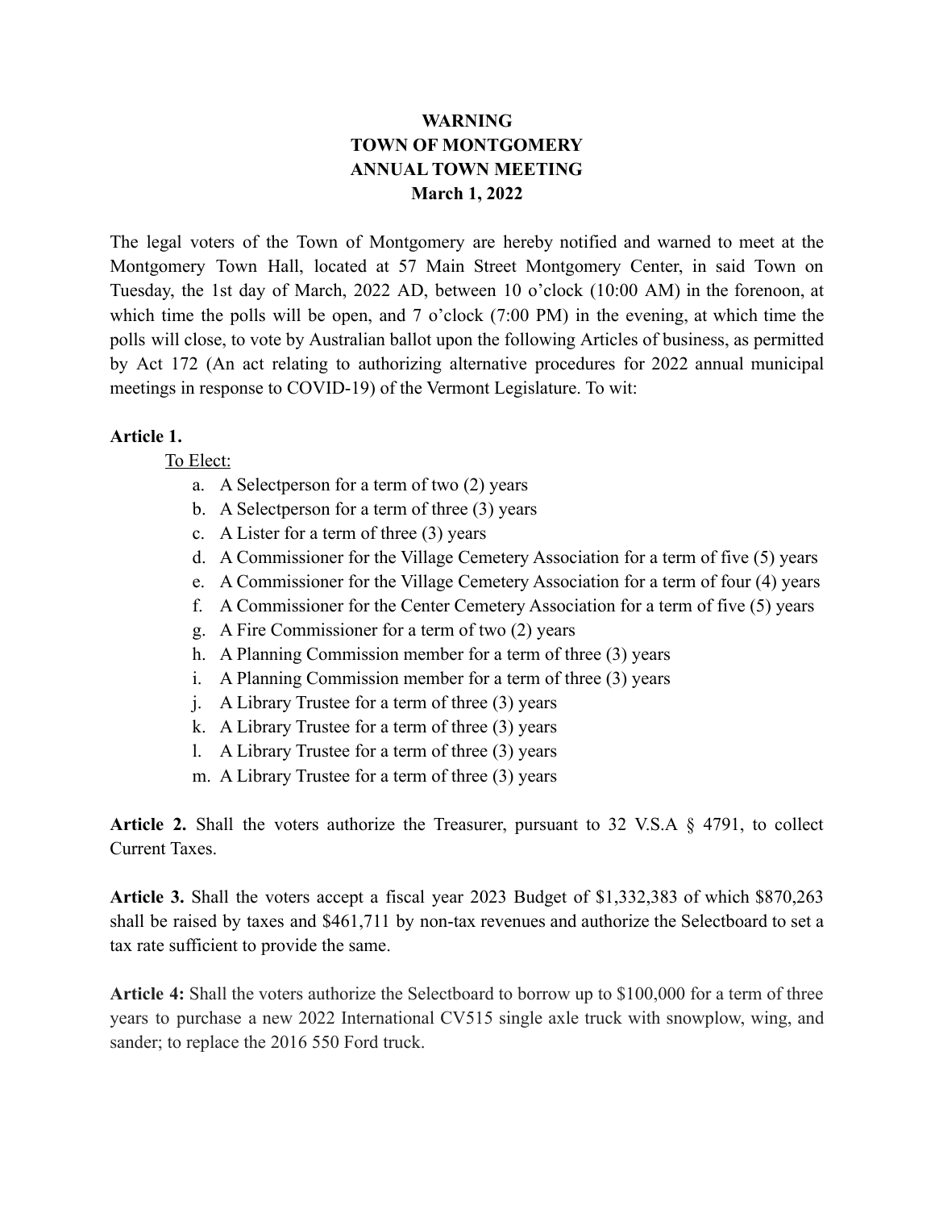# WARNING
# TOWN OF MONTGOMERY
# ANNUAL TOWN MEETING
# March 1, 2022

The legal voters of the Town of Montgomery are hereby notified and warned to meet at the Montgomery Town Hall, located at 57 Main Street Montgomery Center, in said Town on Tuesday, the 1st day of March, 2022 AD, between 10 o'clock (10:00 AM) in the forenoon, at which time the polls will be open, and 7 o'clock (7:00 PM) in the evening, at which time the polls will close, to vote by Australian ballot upon the following Articles of business, as permitted by Act 172 (An act relating to authorizing alternative procedures for 2022 annual municipal meetings in response to COVID-19) of the Vermont Legislature. To wit:

**Article 1.**

<u>To Elect:</u>

a. A Selectperson for a term of two (2) years
b. A Selectperson for a term of three (3) years
c. A Lister for a term of three (3) years
d. A Commissioner for the Village Cemetery Association for a term of five (5) years
e. A Commissioner for the Village Cemetery Association for a term of four (4) years
f. A Commissioner for the Center Cemetery Association for a term of five (5) years
g. A Fire Commissioner for a term of two (2) years
h. A Planning Commission member for a term of three (3) years
i. A Planning Commission member for a term of three (3) years
j. A Library Trustee for a term of three (3) years
k. A Library Trustee for a term of three (3) years
l. A Library Trustee for a term of three (3) years
m. A Library Trustee for a term of three (3) years

**Article 2.** Shall the voters authorize the Treasurer, pursuant to 32 V.S.A § 4791, to collect Current Taxes.

**Article 3.** Shall the voters accept a fiscal year 2023 Budget of $1,332,383 of which $870,263 shall be raised by taxes and $461,711 by non-tax revenues and authorize the Selectboard to set a tax rate sufficient to provide the same.

**Article 4:** Shall the voters authorize the Selectboard to borrow up to $100,000 for a term of three years to purchase a new 2022 International CV515 single axle truck with snowplow, wing, and sander; to replace the 2016 550 Ford truck.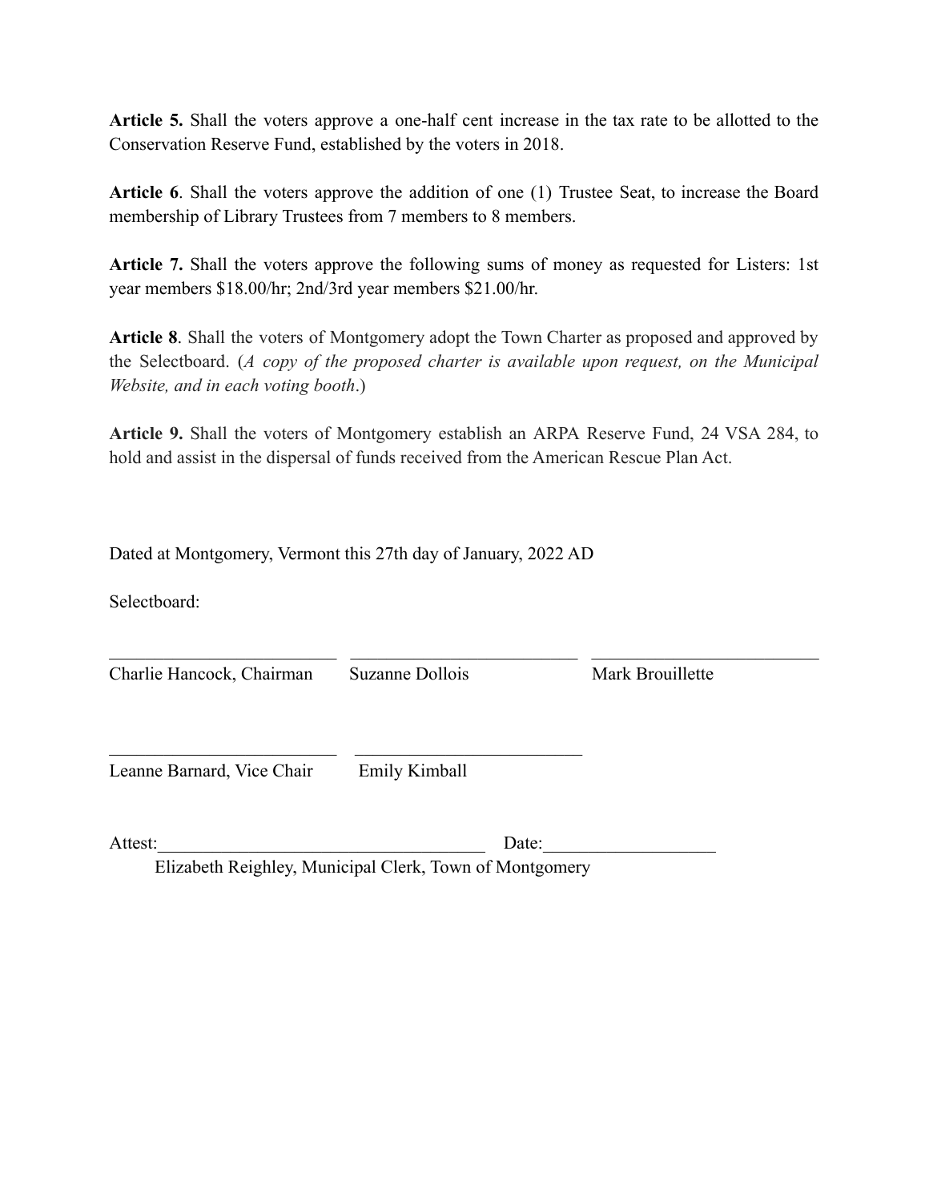**Article 5.** Shall the voters approve a one-half cent increase in the tax rate to be allotted to the Conservation Reserve Fund, established by the voters in 2018.

**Article 6**. Shall the voters approve the addition of one (1) Trustee Seat, to increase the Board membership of Library Trustees from 7 members to 8 members.

**Article 7.** Shall the voters approve the following sums of money as requested for Listers: 1st year members $18.00/hr; 2nd/3rd year members $21.00/hr.

**Article 8**. Shall the voters of Montgomery adopt the Town Charter as proposed and approved by the Selectboard. (*A copy of the proposed charter is available upon request, on the Municipal Website, and in each voting booth*.)

**Article 9.** Shall the voters of Montgomery establish an ARPA Reserve Fund, 24 VSA 284, to hold and assist in the dispersal of funds received from the American Rescue Plan Act.

Dated at Montgomery, Vermont this 27th day of January, 2022 AD

Selectboard:

| | | |
|---|---|---|
| ________________________ | ________________________ | ________________________ |
| Charlie Hancock, Chairman | Suzanne Dollois | Mark Brouillette |
| ________________________ | ________________________ | |
| Leanne Barnard, Vice Chair | Emily Kimball | |

Attest:________________________________ Date:__________________

Elizabeth Reighley, Municipal Clerk, Town of Montgomery